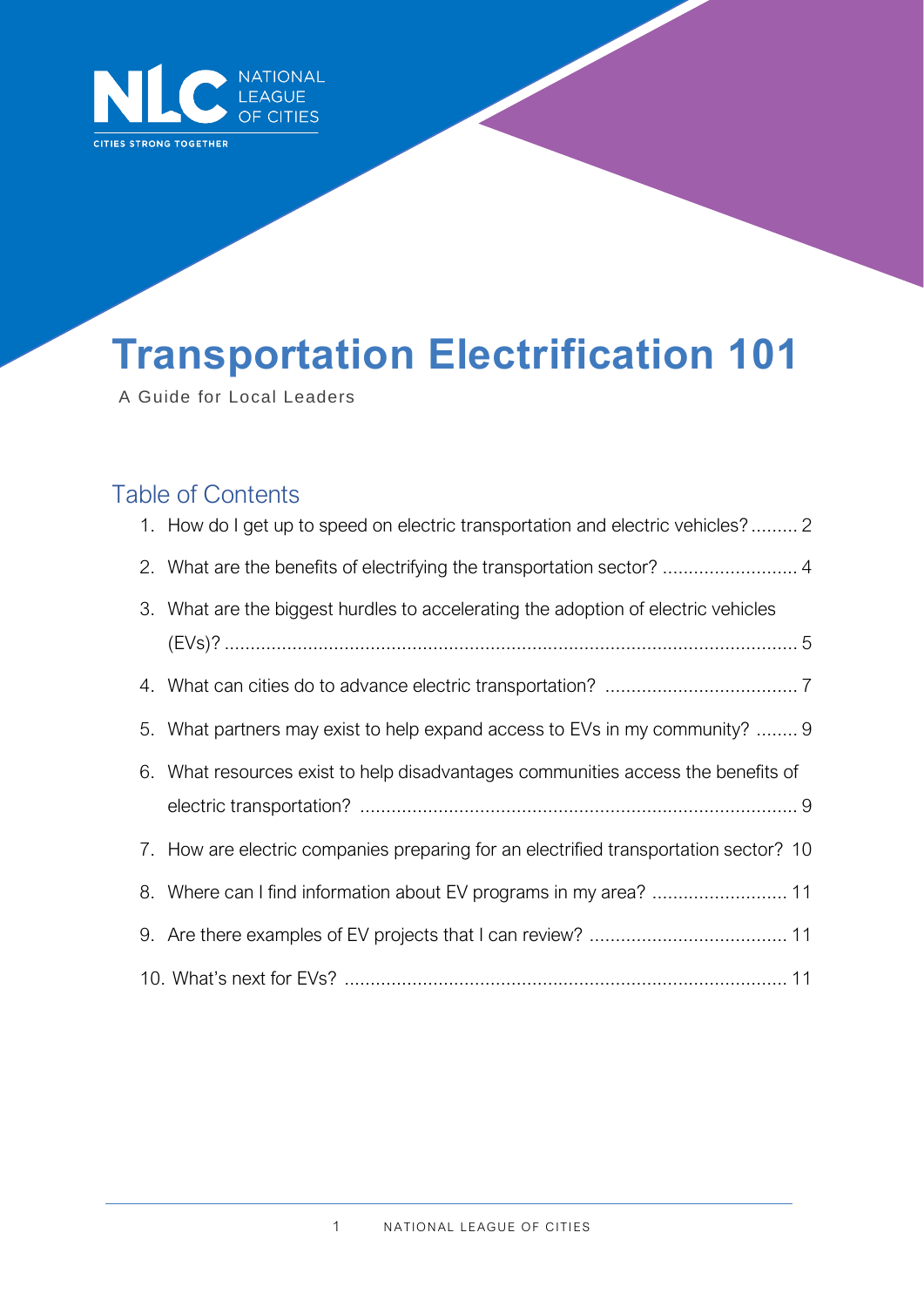NATIONAL LEAGUE OF CITIES

CITIES STRONG TOGETHER

# Transportation Electrification 101

A Guide for Local Leaders

## Table of Contents

1. How do I get up to speed on electric transportation and electric vehicles? ......... 2
2. What are the benefits of electrifying the transportation sector? .......................... 4
3. What are the biggest hurdles to accelerating the adoption of electric vehicles (EVs)? ............................................................................................................. 5
4. What can cities do to advance electric transportation? ..................................... 7
5. What partners may exist to help expand access to EVs in my community? ........ 9
6. What resources exist to help disadvantages communities access the benefits of electric transportation? .................................................................................... 9
7. How are electric companies preparing for an electrified transportation sector? 10
8. Where can I find information about EV programs in my area? .......................... 11
9. Are there examples of EV projects that I can review? ...................................... 11
10. What's next for EVs? ..................................................................................... 11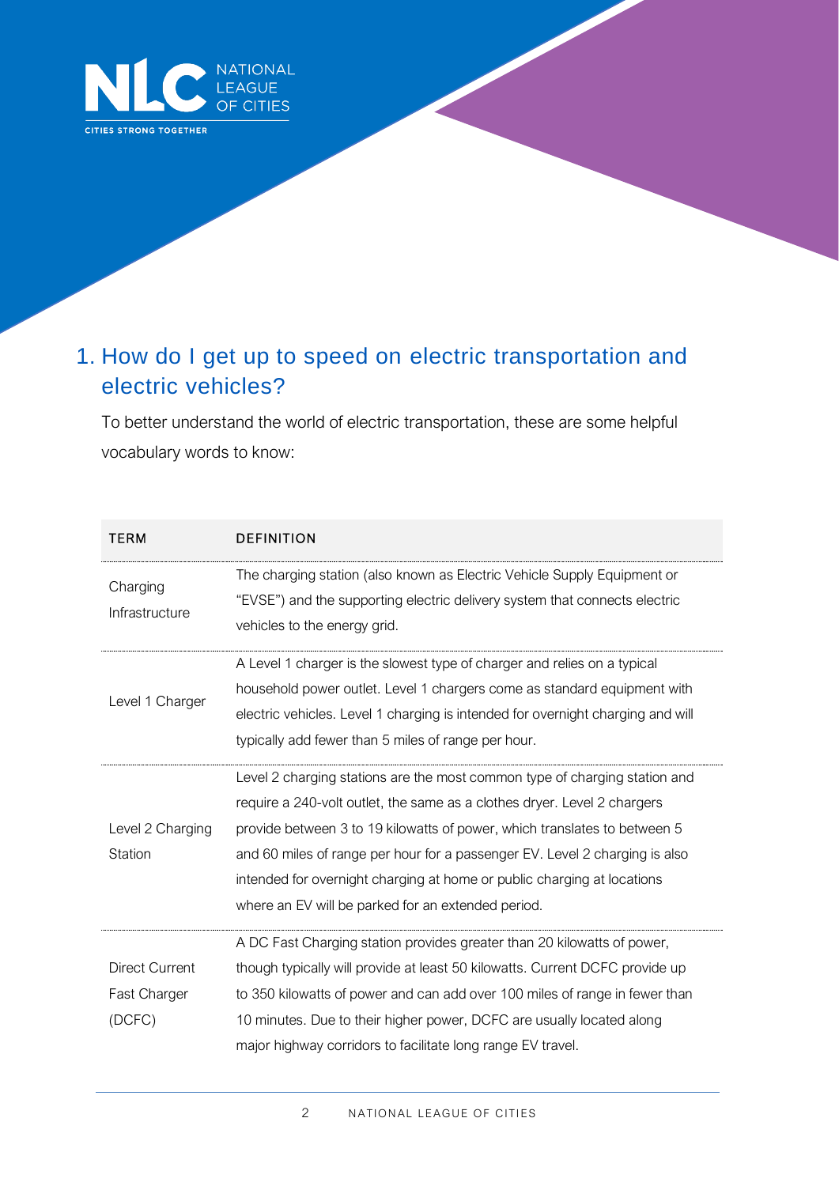## 1. How do I get up to speed on electric transportation and electric vehicles?

To better understand the world of electric transportation, these are some helpful vocabulary words to know:

| TERM | DEFINITION |
| --- | --- |
| Charging Infrastructure | The charging station (also known as Electric Vehicle Supply Equipment or "EVSE") and the supporting electric delivery system that connects electric vehicles to the energy grid. |
| Level 1 Charger | A Level 1 charger is the slowest type of charger and relies on a typical household power outlet. Level 1 chargers come as standard equipment with electric vehicles. Level 1 charging is intended for overnight charging and will typically add fewer than 5 miles of range per hour. |
| Level 2 Charging Station | Level 2 charging stations are the most common type of charging station and require a 240-volt outlet, the same as a clothes dryer. Level 2 chargers provide between 3 to 19 kilowatts of power, which translates to between 5 and 60 miles of range per hour for a passenger EV. Level 2 charging is also intended for overnight charging at home or public charging at locations where an EV will be parked for an extended period. |
| Direct Current Fast Charger (DCFC) | A DC Fast Charging station provides greater than 20 kilowatts of power, though typically will provide at least 50 kilowatts. Current DCFC provide up to 350 kilowatts of power and can add over 100 miles of range in fewer than 10 minutes. Due to their higher power, DCFC are usually located along major highway corridors to facilitate long range EV travel. |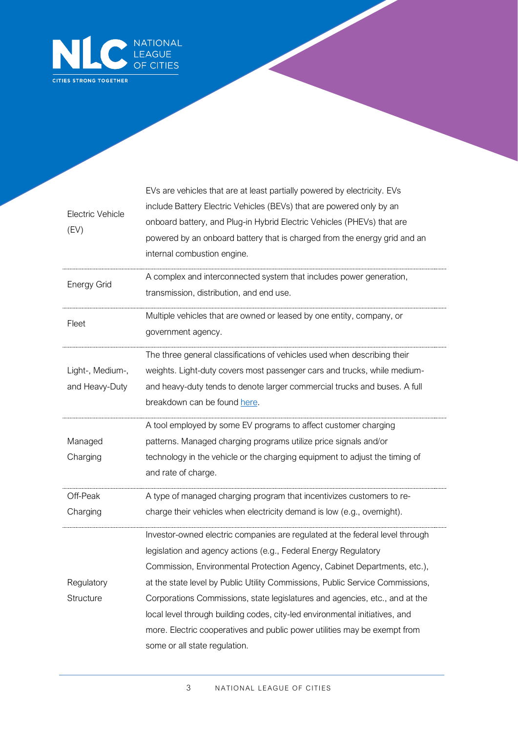| | |
|---|---|
| Electric Vehicle (EV) | EVs are vehicles that are at least partially powered by electricity. EVs include Battery Electric Vehicles (BEVs) that are powered only by an onboard battery, and Plug-in Hybrid Electric Vehicles (PHEVs) that are powered by an onboard battery that is charged from the energy grid and an internal combustion engine. |
| Energy Grid | A complex and interconnected system that includes power generation, transmission, distribution, and end use. |
| Fleet | Multiple vehicles that are owned or leased by one entity, company, or government agency. |
| Light-, Medium-, and Heavy-Duty | The three general classifications of vehicles used when describing their weights. Light-duty covers most passenger cars and trucks, while medium- and heavy-duty tends to denote larger commercial trucks and buses. A full breakdown can be found here. |
| Managed Charging | A tool employed by some EV programs to affect customer charging patterns. Managed charging programs utilize price signals and/or technology in the vehicle or the charging equipment to adjust the timing of and rate of charge. |
| Off-Peak Charging | A type of managed charging program that incentivizes customers to re-charge their vehicles when electricity demand is low (e.g., overnight). |
| Regulatory Structure | Investor-owned electric companies are regulated at the federal level through legislation and agency actions (e.g., Federal Energy Regulatory Commission, Environmental Protection Agency, Cabinet Departments, etc.), at the state level by Public Utility Commissions, Public Service Commissions, Corporations Commissions, state legislatures and agencies, etc., and at the local level through building codes, city-led environmental initiatives, and more. Electric cooperatives and public power utilities may be exempt from some or all state regulation. |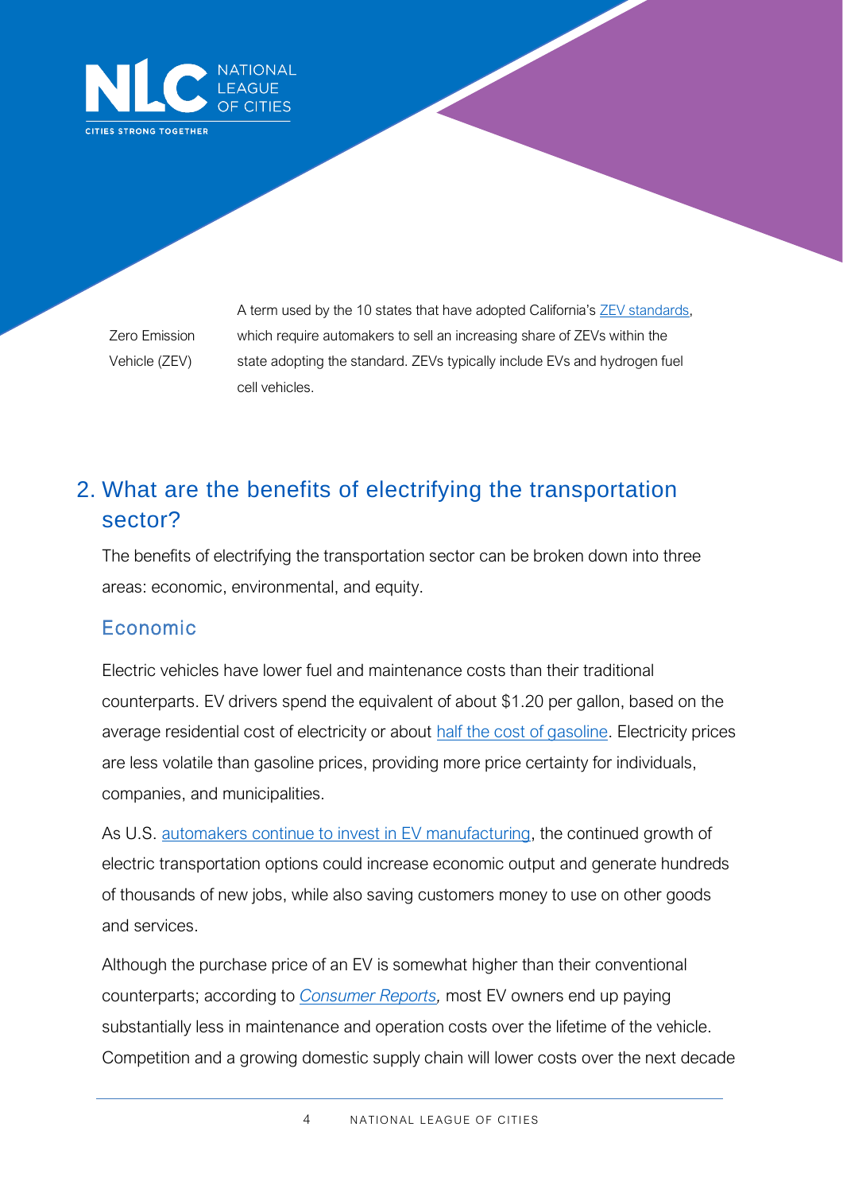| | |
|---|---|
| Zero Emission Vehicle (ZEV) | A term used by the 10 states that have adopted California's ZEV standards, which require automakers to sell an increasing share of ZEVs within the state adopting the standard. ZEVs typically include EVs and hydrogen fuel cell vehicles. |

## 2. What are the benefits of electrifying the transportation sector?

The benefits of electrifying the transportation sector can be broken down into three areas: economic, environmental, and equity.

### Economic

Electric vehicles have lower fuel and maintenance costs than their traditional counterparts. EV drivers spend the equivalent of about $1.20 per gallon, based on the average residential cost of electricity or about half the cost of gasoline. Electricity prices are less volatile than gasoline prices, providing more price certainty for individuals, companies, and municipalities.

As U.S. automakers continue to invest in EV manufacturing, the continued growth of electric transportation options could increase economic output and generate hundreds of thousands of new jobs, while also saving customers money to use on other goods and services.

Although the purchase price of an EV is somewhat higher than their conventional counterparts; according to *Consumer Reports,* most EV owners end up paying substantially less in maintenance and operation costs over the lifetime of the vehicle. Competition and a growing domestic supply chain will lower costs over the next decade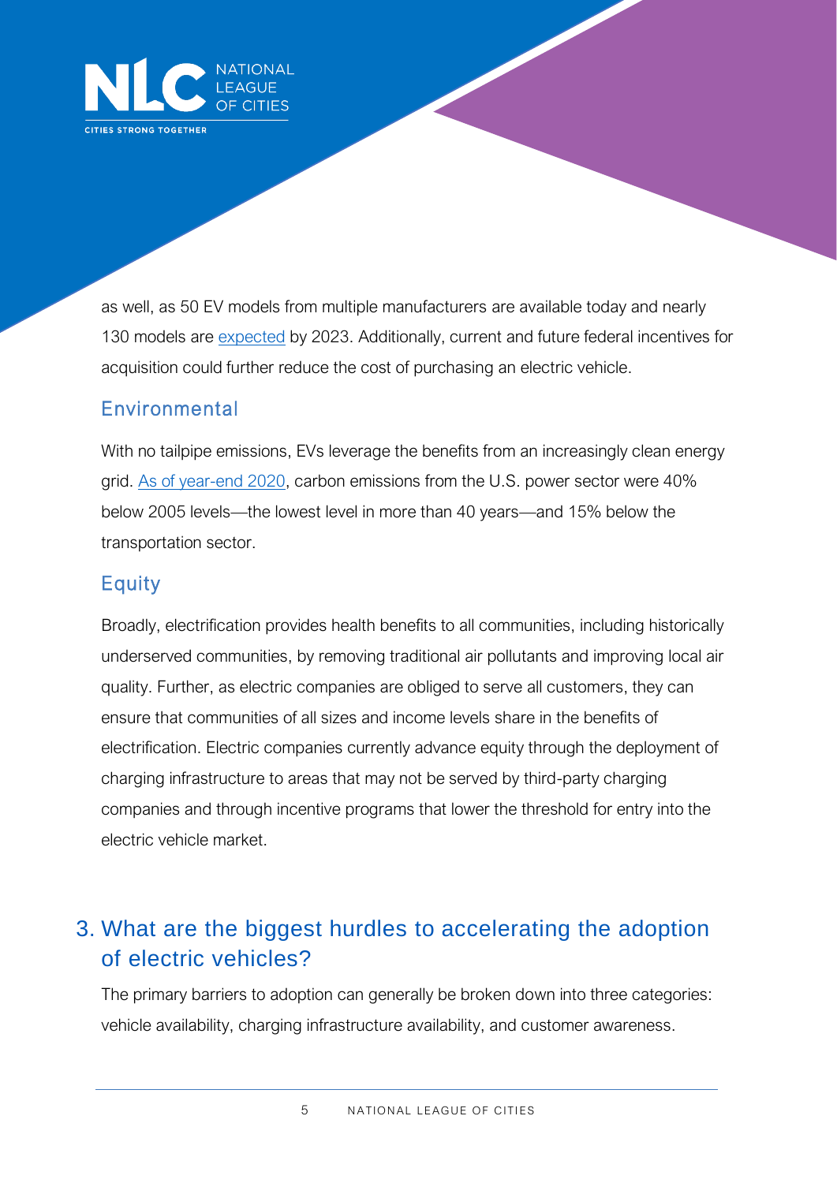as well, as 50 EV models from multiple manufacturers are available today and nearly 130 models are [expected] by 2023. Additionally, current and future federal incentives for acquisition could further reduce the cost of purchasing an electric vehicle.

### Environmental

With no tailpipe emissions, EVs leverage the benefits from an increasingly clean energy grid. [As of year-end 2020], carbon emissions from the U.S. power sector were 40% below 2005 levels—the lowest level in more than 40 years—and 15% below the transportation sector.

### Equity

Broadly, electrification provides health benefits to all communities, including historically underserved communities, by removing traditional air pollutants and improving local air quality. Further, as electric companies are obliged to serve all customers, they can ensure that communities of all sizes and income levels share in the benefits of electrification. Electric companies currently advance equity through the deployment of charging infrastructure to areas that may not be served by third-party charging companies and through incentive programs that lower the threshold for entry into the electric vehicle market.

## 3. What are the biggest hurdles to accelerating the adoption of electric vehicles?

The primary barriers to adoption can generally be broken down into three categories: vehicle availability, charging infrastructure availability, and customer awareness.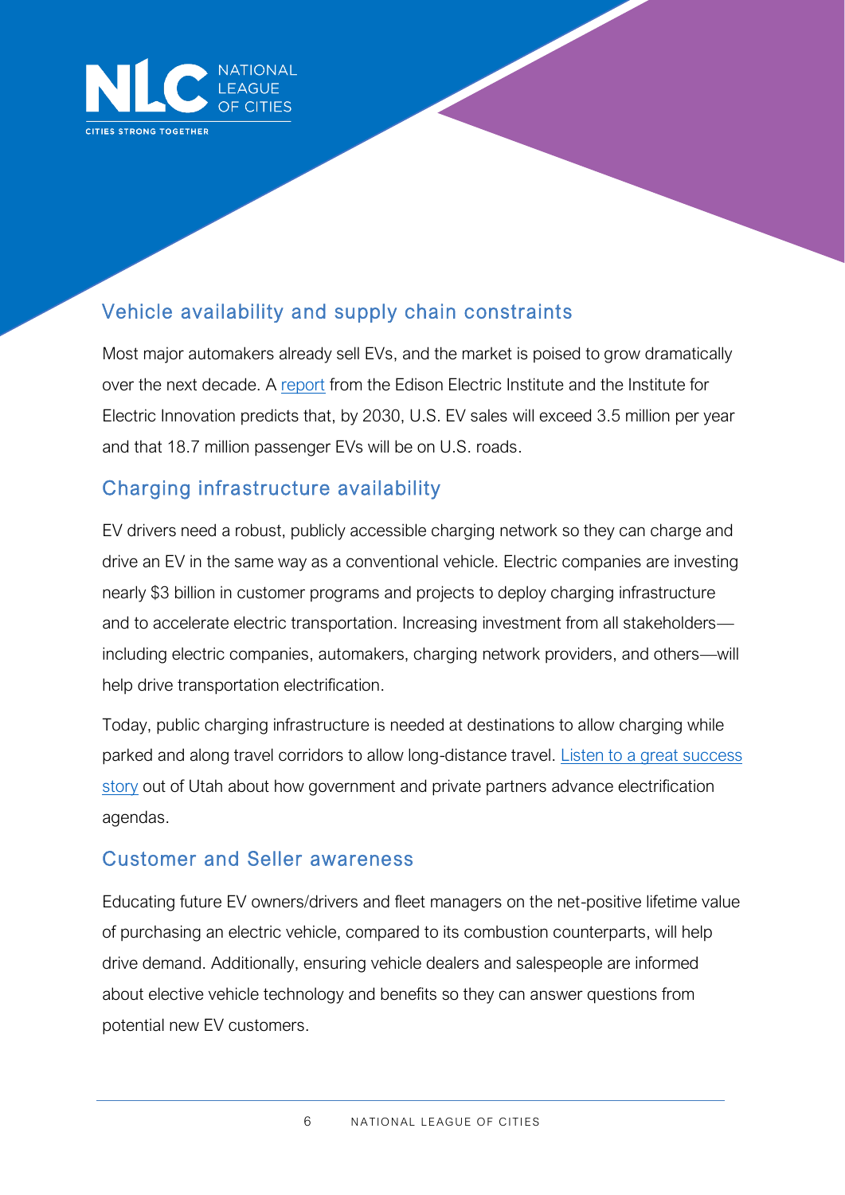## Vehicle availability and supply chain constraints

Most major automakers already sell EVs, and the market is poised to grow dramatically over the next decade. A report from the Edison Electric Institute and the Institute for Electric Innovation predicts that, by 2030, U.S. EV sales will exceed 3.5 million per year and that 18.7 million passenger EVs will be on U.S. roads.

## Charging infrastructure availability

EV drivers need a robust, publicly accessible charging network so they can charge and drive an EV in the same way as a conventional vehicle. Electric companies are investing nearly $3 billion in customer programs and projects to deploy charging infrastructure and to accelerate electric transportation. Increasing investment from all stakeholders—including electric companies, automakers, charging network providers, and others—will help drive transportation electrification.

Today, public charging infrastructure is needed at destinations to allow charging while parked and along travel corridors to allow long-distance travel. Listen to a great success story out of Utah about how government and private partners advance electrification agendas.

## Customer and Seller awareness

Educating future EV owners/drivers and fleet managers on the net-positive lifetime value of purchasing an electric vehicle, compared to its combustion counterparts, will help drive demand. Additionally, ensuring vehicle dealers and salespeople are informed about elective vehicle technology and benefits so they can answer questions from potential new EV customers.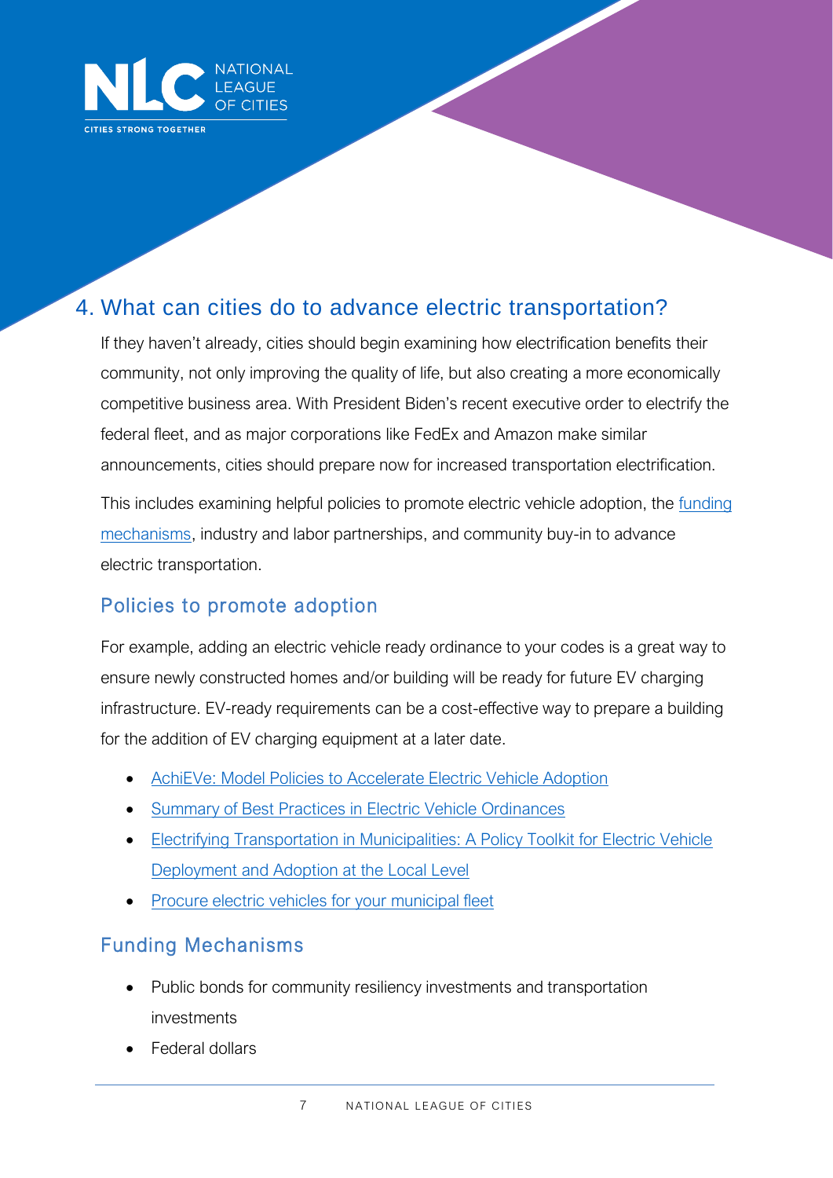## 4. What can cities do to advance electric transportation?

If they haven't already, cities should begin examining how electrification benefits their community, not only improving the quality of life, but also creating a more economically competitive business area. With President Biden's recent executive order to electrify the federal fleet, and as major corporations like FedEx and Amazon make similar announcements, cities should prepare now for increased transportation electrification.

This includes examining helpful policies to promote electric vehicle adoption, the funding mechanisms, industry and labor partnerships, and community buy-in to advance electric transportation.

### Policies to promote adoption

For example, adding an electric vehicle ready ordinance to your codes is a great way to ensure newly constructed homes and/or building will be ready for future EV charging infrastructure. EV-ready requirements can be a cost-effective way to prepare a building for the addition of EV charging equipment at a later date.

- AchiEVe: Model Policies to Accelerate Electric Vehicle Adoption
- Summary of Best Practices in Electric Vehicle Ordinances
- Electrifying Transportation in Municipalities: A Policy Toolkit for Electric Vehicle Deployment and Adoption at the Local Level
- Procure electric vehicles for your municipal fleet

### Funding Mechanisms

- Public bonds for community resiliency investments and transportation investments
- Federal dollars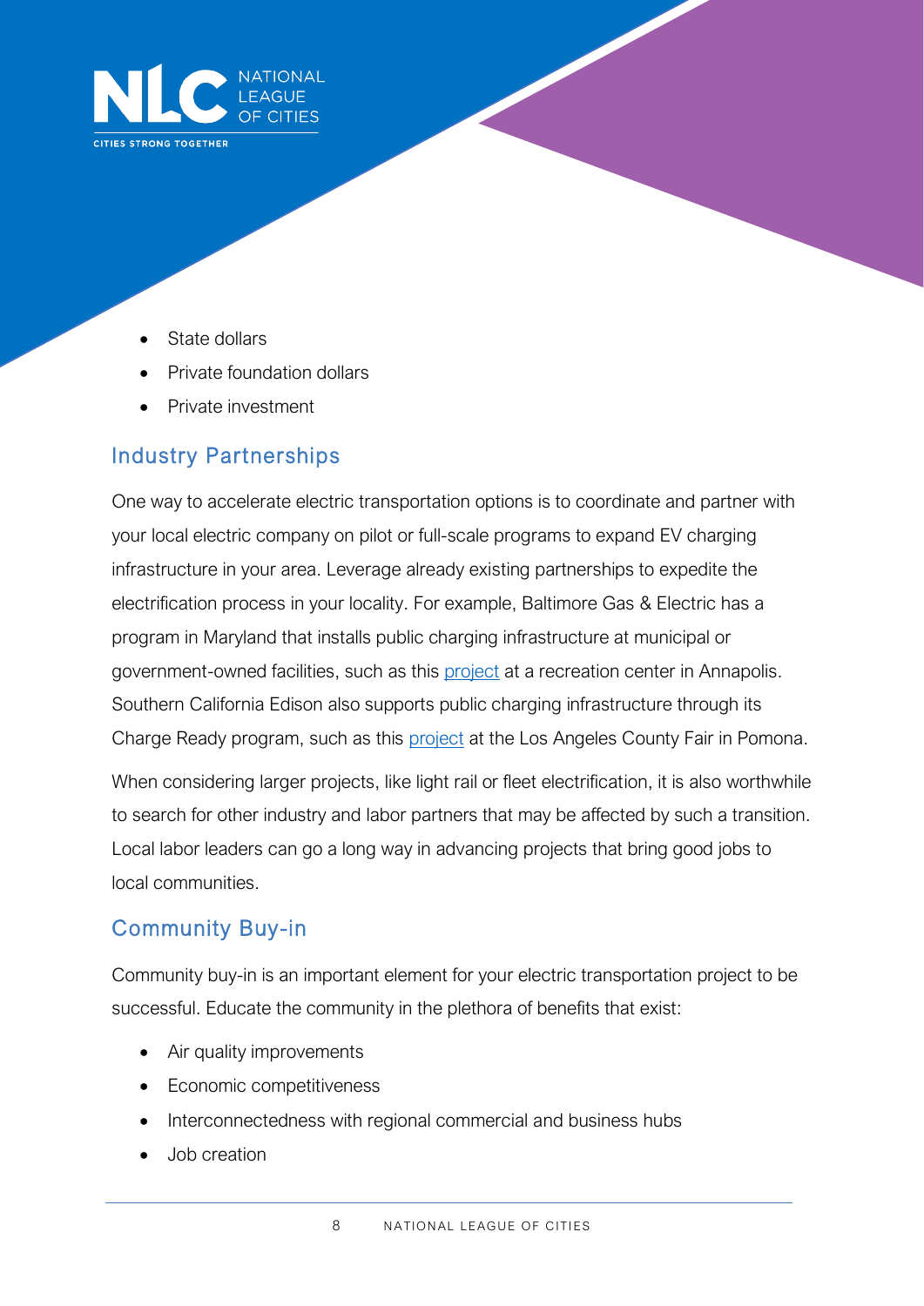- State dollars
- Private foundation dollars
- Private investment

## Industry Partnerships

One way to accelerate electric transportation options is to coordinate and partner with your local electric company on pilot or full-scale programs to expand EV charging infrastructure in your area. Leverage already existing partnerships to expedite the electrification process in your locality. For example, Baltimore Gas & Electric has a program in Maryland that installs public charging infrastructure at municipal or government-owned facilities, such as this project at a recreation center in Annapolis. Southern California Edison also supports public charging infrastructure through its Charge Ready program, such as this project at the Los Angeles County Fair in Pomona.

When considering larger projects, like light rail or fleet electrification, it is also worthwhile to search for other industry and labor partners that may be affected by such a transition. Local labor leaders can go a long way in advancing projects that bring good jobs to local communities.

## Community Buy-in

Community buy-in is an important element for your electric transportation project to be successful. Educate the community in the plethora of benefits that exist:

- Air quality improvements
- Economic competitiveness
- Interconnectedness with regional commercial and business hubs
- Job creation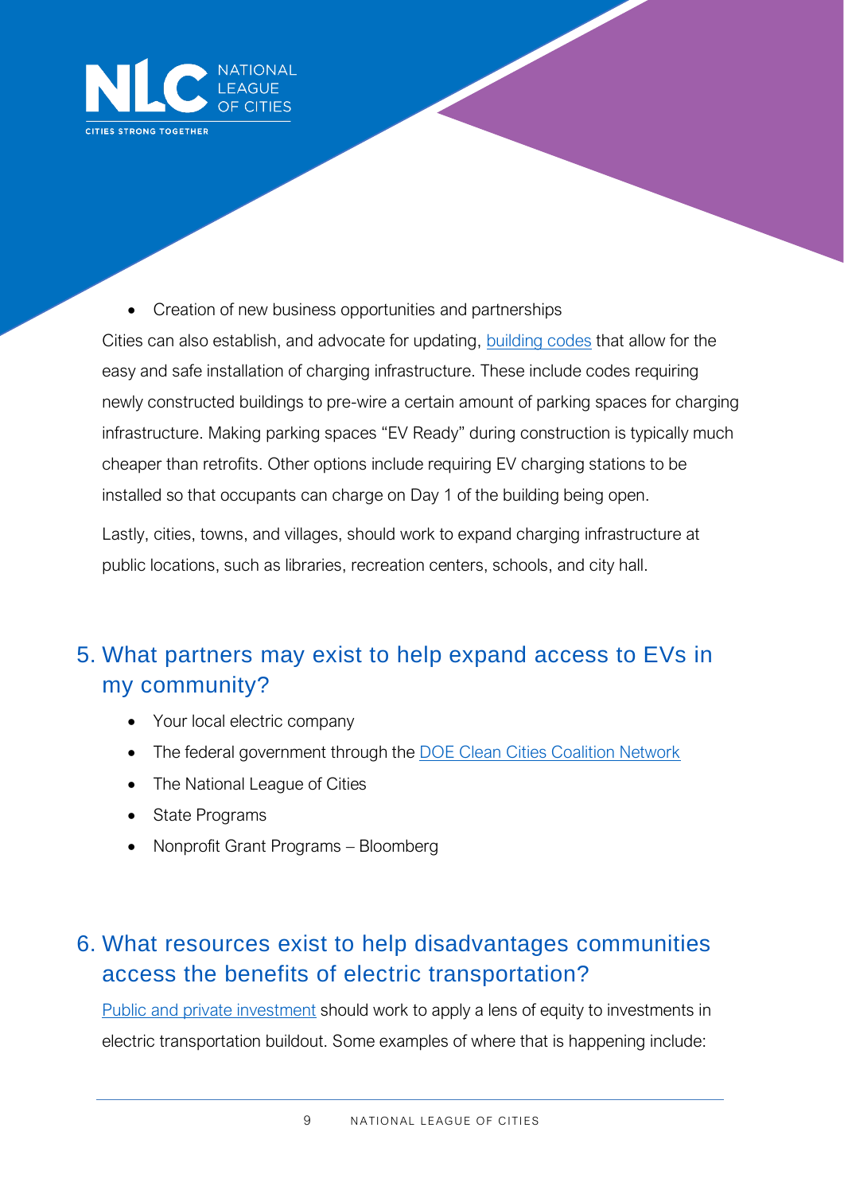- Creation of new business opportunities and partnerships

Cities can also establish, and advocate for updating, building codes that allow for the easy and safe installation of charging infrastructure. These include codes requiring newly constructed buildings to pre-wire a certain amount of parking spaces for charging infrastructure. Making parking spaces "EV Ready" during construction is typically much cheaper than retrofits. Other options include requiring EV charging stations to be installed so that occupants can charge on Day 1 of the building being open.

Lastly, cities, towns, and villages, should work to expand charging infrastructure at public locations, such as libraries, recreation centers, schools, and city hall.

## 5. What partners may exist to help expand access to EVs in my community?

- Your local electric company
- The federal government through the DOE Clean Cities Coalition Network
- The National League of Cities
- State Programs
- Nonprofit Grant Programs – Bloomberg

## 6. What resources exist to help disadvantages communities access the benefits of electric transportation?

Public and private investment should work to apply a lens of equity to investments in electric transportation buildout. Some examples of where that is happening include: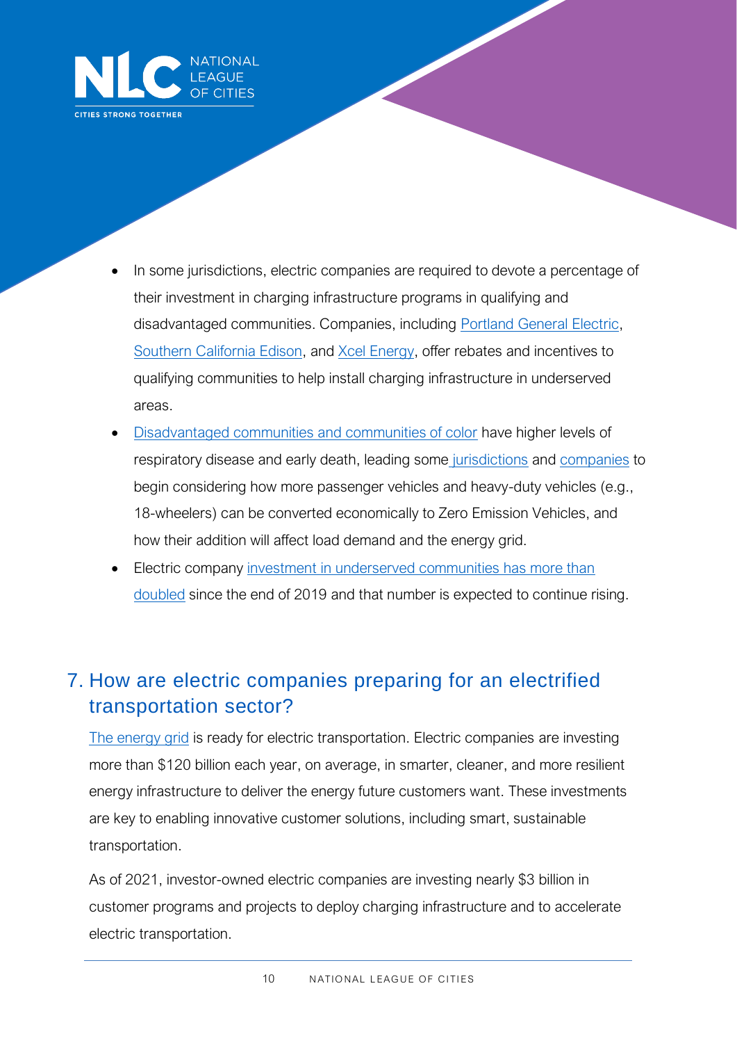- In some jurisdictions, electric companies are required to devote a percentage of their investment in charging infrastructure programs in qualifying and disadvantaged communities. Companies, including Portland General Electric, Southern California Edison, and Xcel Energy, offer rebates and incentives to qualifying communities to help install charging infrastructure in underserved areas.
- Disadvantaged communities and communities of color have higher levels of respiratory disease and early death, leading some jurisdictions and companies to begin considering how more passenger vehicles and heavy-duty vehicles (e.g., 18-wheelers) can be converted economically to Zero Emission Vehicles, and how their addition will affect load demand and the energy grid.
- Electric company investment in underserved communities has more than doubled since the end of 2019 and that number is expected to continue rising.

## 7. How are electric companies preparing for an electrified transportation sector?

The energy grid is ready for electric transportation. Electric companies are investing more than $120 billion each year, on average, in smarter, cleaner, and more resilient energy infrastructure to deliver the energy future customers want. These investments are key to enabling innovative customer solutions, including smart, sustainable transportation.

As of 2021, investor-owned electric companies are investing nearly $3 billion in customer programs and projects to deploy charging infrastructure and to accelerate electric transportation.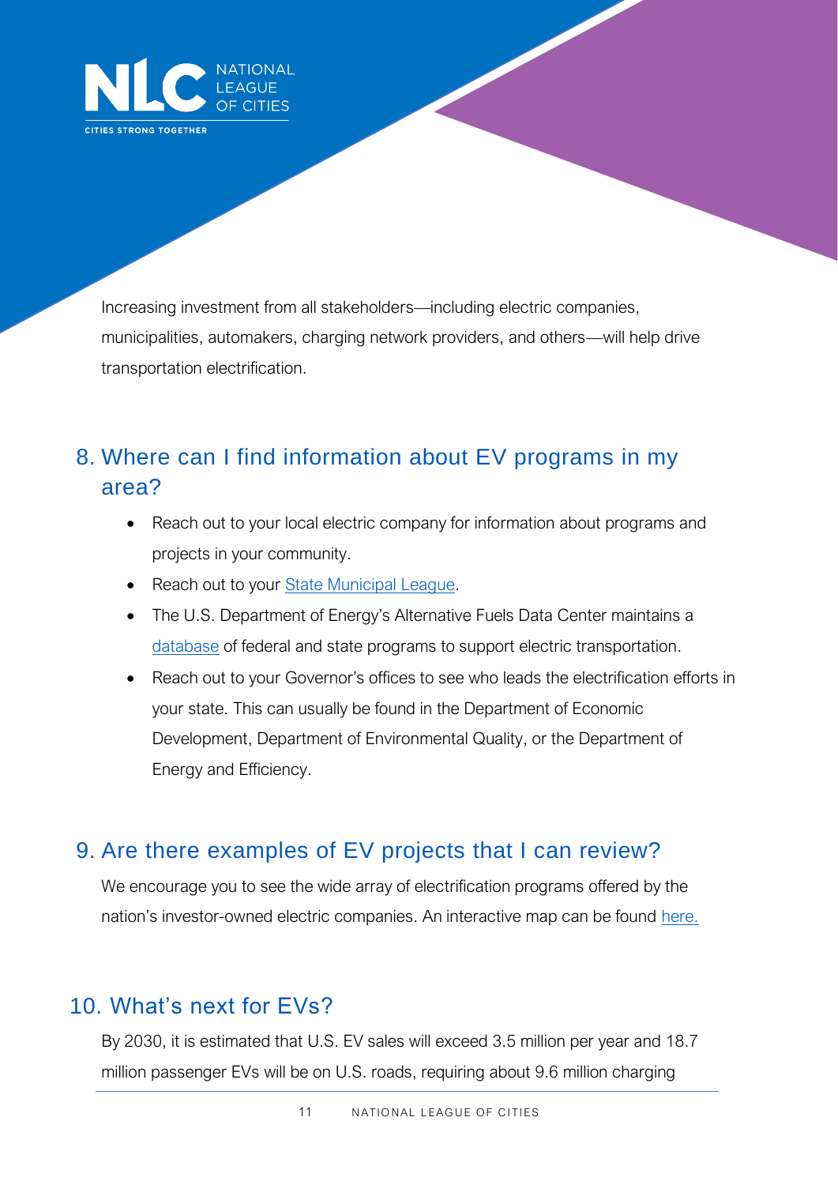Increasing investment from all stakeholders—including electric companies, municipalities, automakers, charging network providers, and others—will help drive transportation electrification.

## 8. Where can I find information about EV programs in my area?

- Reach out to your local electric company for information about programs and projects in your community.
- Reach out to your State Municipal League.
- The U.S. Department of Energy's Alternative Fuels Data Center maintains a database of federal and state programs to support electric transportation.
- Reach out to your Governor's offices to see who leads the electrification efforts in your state. This can usually be found in the Department of Economic Development, Department of Environmental Quality, or the Department of Energy and Efficiency.

## 9. Are there examples of EV projects that I can review?

We encourage you to see the wide array of electrification programs offered by the nation's investor-owned electric companies. An interactive map can be found here.

## 10. What's next for EVs?

By 2030, it is estimated that U.S. EV sales will exceed 3.5 million per year and 18.7 million passenger EVs will be on U.S. roads, requiring about 9.6 million charging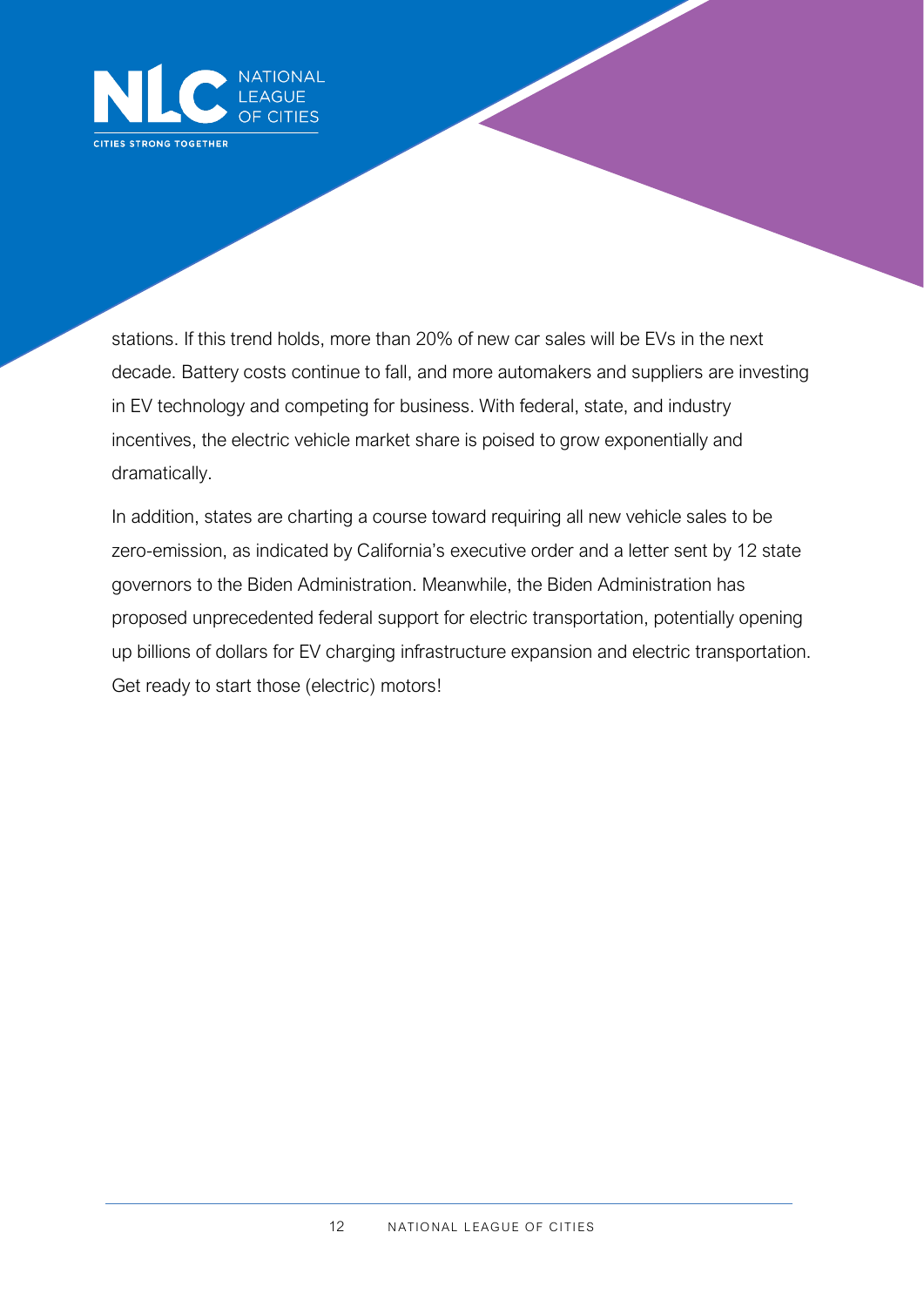stations. If this trend holds, more than 20% of new car sales will be EVs in the next decade. Battery costs continue to fall, and more automakers and suppliers are investing in EV technology and competing for business. With federal, state, and industry incentives, the electric vehicle market share is poised to grow exponentially and dramatically.

In addition, states are charting a course toward requiring all new vehicle sales to be zero-emission, as indicated by California's executive order and a letter sent by 12 state governors to the Biden Administration. Meanwhile, the Biden Administration has proposed unprecedented federal support for electric transportation, potentially opening up billions of dollars for EV charging infrastructure expansion and electric transportation. Get ready to start those (electric) motors!